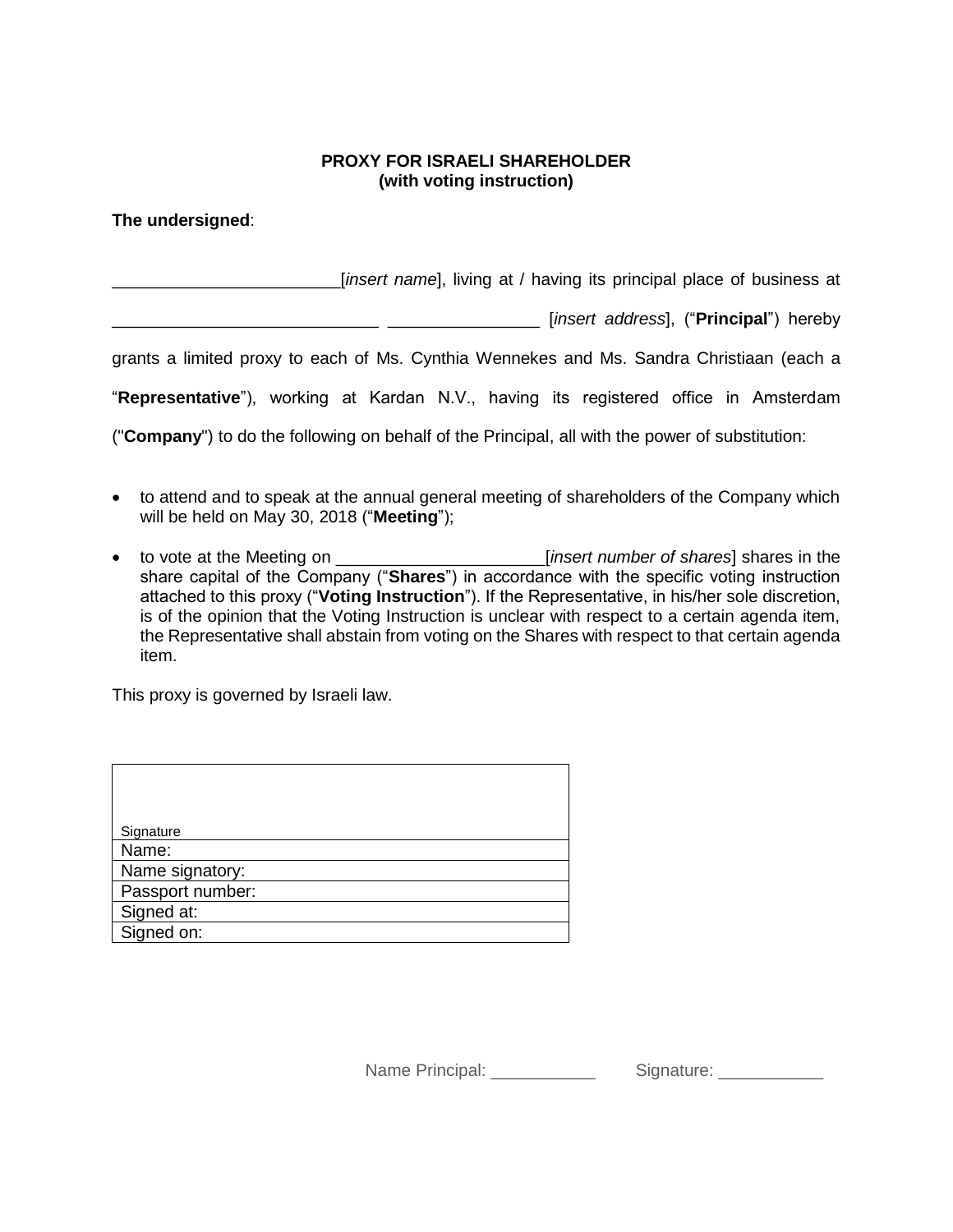**PROXY FOR ISRAELI SHAREHOLDER**
**(with voting instruction)**

**The undersigned**:

________________________[*insert name*], living at / having its principal place of business at ____________________________ ________________ [*insert address*], (“**Principal**”) hereby grants a limited proxy to each of Ms. Cynthia Wennekes and Ms. Sandra Christiaan (each a “**Representative**”), working at Kardan N.V., having its registered office in Amsterdam ("**Company**") to do the following on behalf of the Principal, all with the power of substitution:

- to attend and to speak at the annual general meeting of shareholders of the Company which will be held on May 30, 2018 (“**Meeting**”);
- to vote at the Meeting on ______________________[*insert number of shares*] shares in the share capital of the Company (“**Shares**”) in accordance with the specific voting instruction attached to this proxy (“**Voting Instruction**”). If the Representative, in his/her sole discretion, is of the opinion that the Voting Instruction is unclear with respect to a certain agenda item, the Representative shall abstain from voting on the Shares with respect to that certain agenda item.

This proxy is governed by Israeli law.

| Signature |
| --- |
| Name: |
| Name signatory: |
| Passport number: |
| Signed at: |
| Signed on: |

Name Principal: ___________ Signature: ___________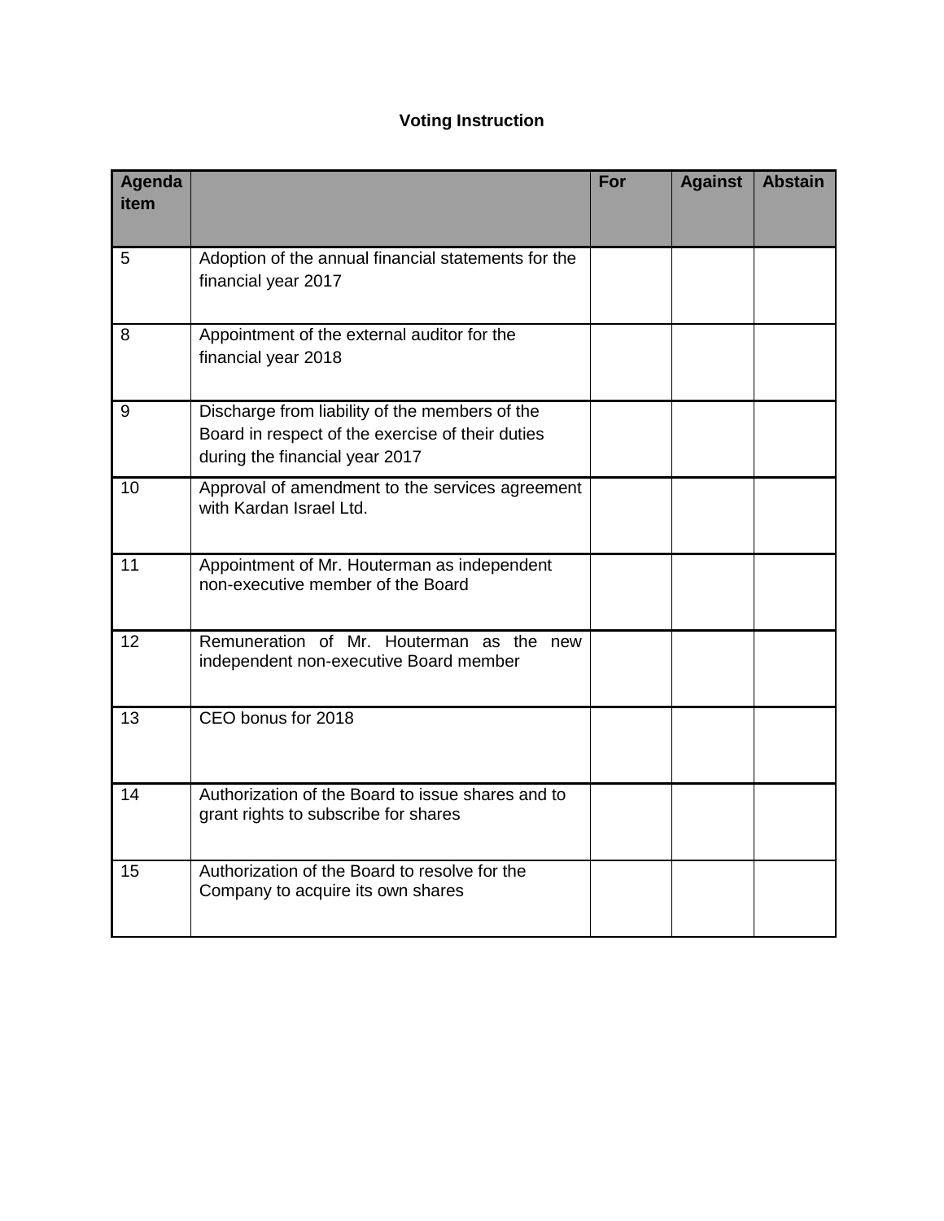**Voting Instruction**

| Agenda item | | For | Against | Abstain |
|---|---|---|---|---|
| 5 | Adoption of the annual financial statements for the financial year 2017 | | | |
| 8 | Appointment of the external auditor for the financial year 2018 | | | |
| 9 | Discharge from liability of the members of the Board in respect of the exercise of their duties during the financial year 2017 | | | |
| 10 | Approval of amendment to the services agreement with Kardan Israel Ltd. | | | |
| 11 | Appointment of Mr. Houterman as independent non-executive member of the Board | | | |
| 12 | Remuneration of Mr. Houterman as the new independent non-executive Board member | | | |
| 13 | CEO bonus for 2018 | | | |
| 14 | Authorization of the Board to issue shares and to grant rights to subscribe for shares | | | |
| 15 | Authorization of the Board to resolve for the Company to acquire its own shares | | | |